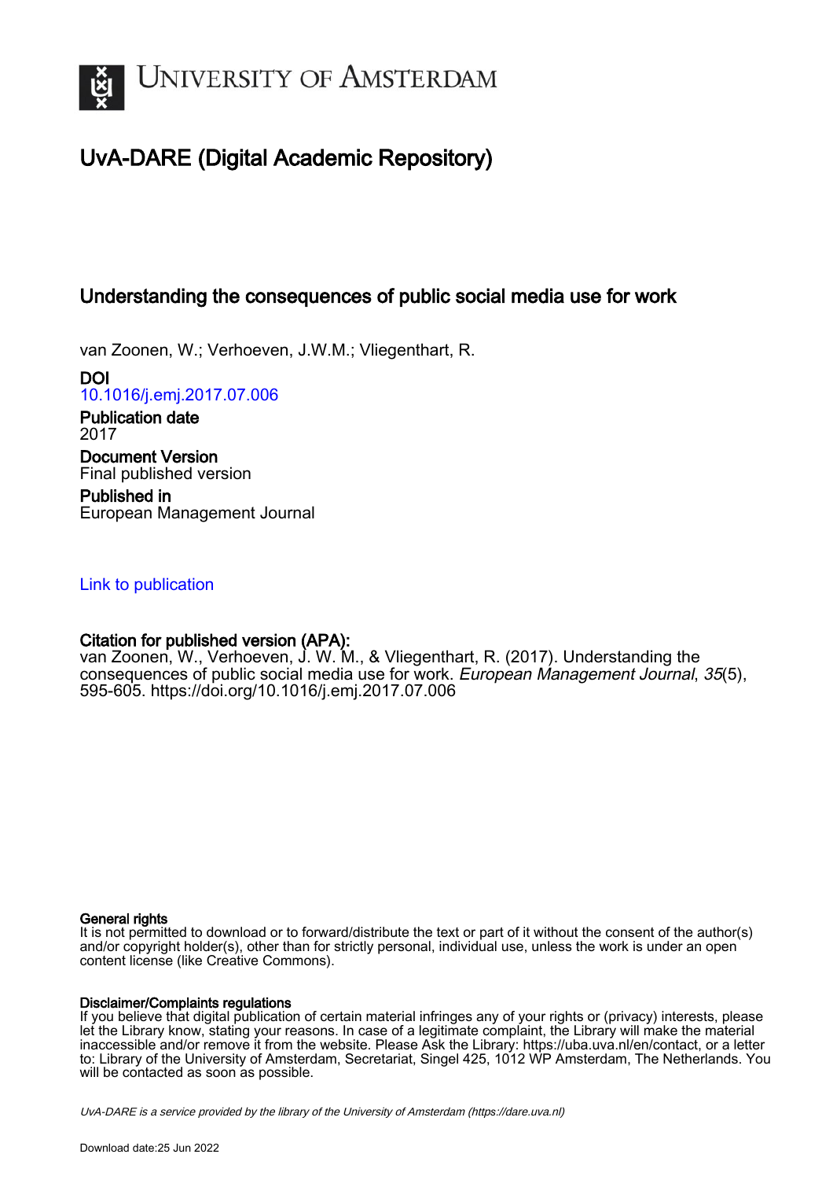# UNIVERSITY OF AMSTERDAM

## UvA-DARE (Digital Academic Repository)

### Understanding the consequences of public social media use for work

van Zoonen, W.; Verhoeven, J.W.M.; Vliegenthart, R.

**DOI**
10.1016/j.emj.2017.07.006

**Publication date**
2017

**Document Version**
Final published version

**Published in**
European Management Journal

Link to publication

**Citation for published version (APA):**
van Zoonen, W., Verhoeven, J. W. M., & Vliegenthart, R. (2017). Understanding the consequences of public social media use for work. *European Management Journal*, *35*(5), 595-605. https://doi.org/10.1016/j.emj.2017.07.006

**General rights**
It is not permitted to download or to forward/distribute the text or part of it without the consent of the author(s) and/or copyright holder(s), other than for strictly personal, individual use, unless the work is under an open content license (like Creative Commons).

**Disclaimer/Complaints regulations**
If you believe that digital publication of certain material infringes any of your rights or (privacy) interests, please let the Library know, stating your reasons. In case of a legitimate complaint, the Library will make the material inaccessible and/or remove it from the website. Please Ask the Library: https://uba.uva.nl/en/contact, or a letter to: Library of the University of Amsterdam, Secretariat, Singel 425, 1012 WP Amsterdam, The Netherlands. You will be contacted as soon as possible.

*UvA-DARE is a service provided by the library of the University of Amsterdam (https://dare.uva.nl)*

Download date:25 Jun 2022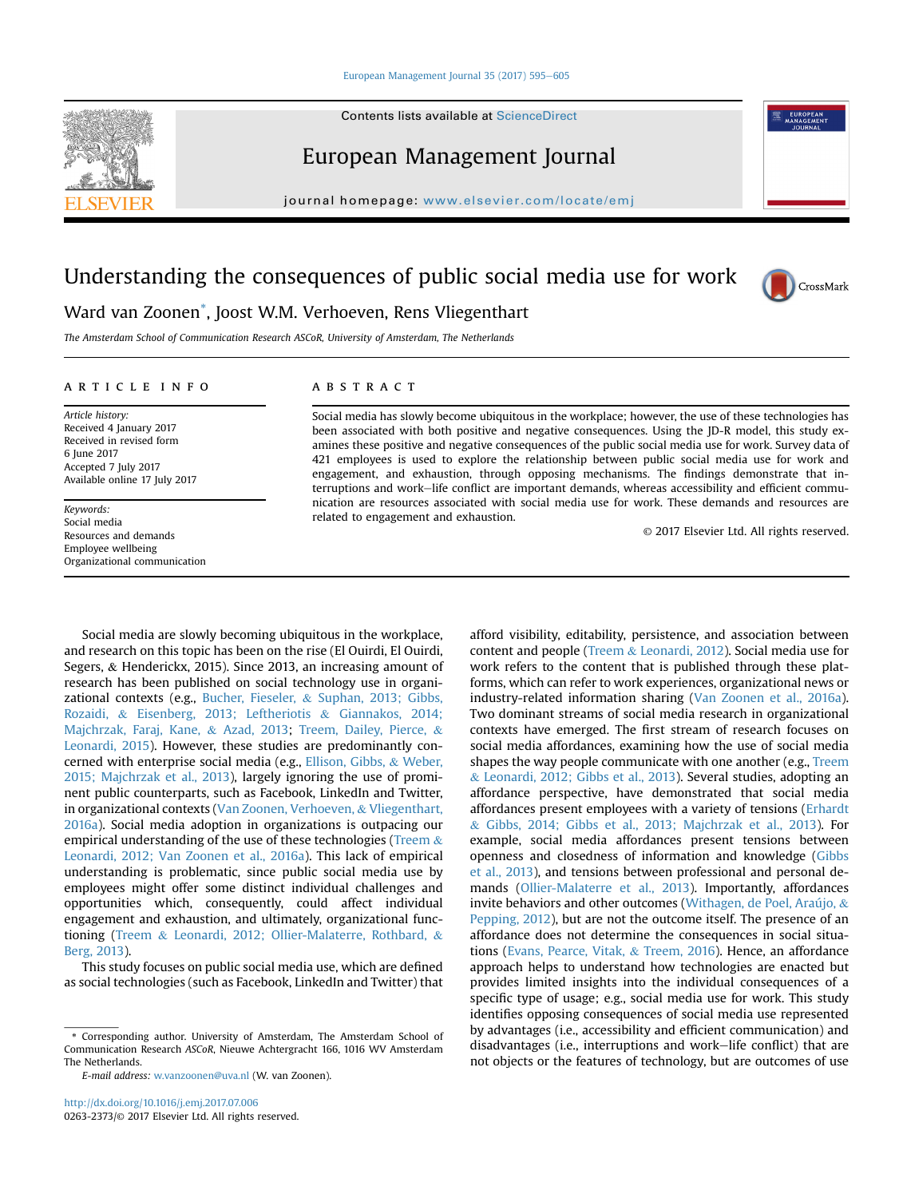# Understanding the consequences of public social media use for work

Ward van Zoonen*, Joost W.M. Verhoeven, Rens Vliegenthart

*The Amsterdam School of Communication Research ASCoR, University of Amsterdam, The Netherlands*

## ARTICLE INFO

*Article history:*
Received 4 January 2017
Received in revised form
6 June 2017
Accepted 7 July 2017
Available online 17 July 2017

*Keywords:*
Social media
Resources and demands
Employee wellbeing
Organizational communication

## ABSTRACT

Social media has slowly become ubiquitous in the workplace; however, the use of these technologies has been associated with both positive and negative consequences. Using the JD-R model, this study examines these positive and negative consequences of the public social media use for work. Survey data of 421 employees is used to explore the relationship between public social media use for work and engagement, and exhaustion, through opposing mechanisms. The findings demonstrate that interruptions and work–life conflict are important demands, whereas accessibility and efficient communication are resources associated with social media use for work. These demands and resources are related to engagement and exhaustion.

© 2017 Elsevier Ltd. All rights reserved.

Social media are slowly becoming ubiquitous in the workplace, and research on this topic has been on the rise (El Ouirdi, El Ouirdi, Segers, & Henderickx, 2015). Since 2013, an increasing amount of research has been published on social technology use in organizational contexts (e.g., Bucher, Fieseler, & Suphan, 2013; Gibbs, Rozaidi, & Eisenberg, 2013; Leftheriotis & Giannakos, 2014; Majchrzak, Faraj, Kane, & Azad, 2013; Treem, Dailey, Pierce, & Leonardi, 2015). However, these studies are predominantly concerned with enterprise social media (e.g., Ellison, Gibbs, & Weber, 2015; Majchrzak et al., 2013), largely ignoring the use of prominent public counterparts, such as Facebook, LinkedIn and Twitter, in organizational contexts (Van Zoonen, Verhoeven, & Vliegenthart, 2016a). Social media adoption in organizations is outpacing our empirical understanding of the use of these technologies (Treem & Leonardi, 2012; Van Zoonen et al., 2016a). This lack of empirical understanding is problematic, since public social media use by employees might offer some distinct individual challenges and opportunities which, consequently, could affect individual engagement and exhaustion, and ultimately, organizational functioning (Treem & Leonardi, 2012; Ollier-Malaterre, Rothbard, & Berg, 2013).

This study focuses on public social media use, which are defined as social technologies (such as Facebook, LinkedIn and Twitter) that afford visibility, editability, persistence, and association between content and people (Treem & Leonardi, 2012). Social media use for work refers to the content that is published through these platforms, which can refer to work experiences, organizational news or industry-related information sharing (Van Zoonen et al., 2016a). Two dominant streams of social media research in organizational contexts have emerged. The first stream of research focuses on social media affordances, examining how the use of social media shapes the way people communicate with one another (e.g., Treem & Leonardi, 2012; Gibbs et al., 2013). Several studies, adopting an affordance perspective, have demonstrated that social media affordances present employees with a variety of tensions (Erhardt & Gibbs, 2014; Gibbs et al., 2013; Majchrzak et al., 2013). For example, social media affordances present tensions between openness and closedness of information and knowledge (Gibbs et al., 2013), and tensions between professional and personal demands (Ollier-Malaterre et al., 2013). Importantly, affordances invite behaviors and other outcomes (Withagen, de Poel, Araújo, & Pepping, 2012), but are not the outcome itself. The presence of an affordance does not determine the consequences in social situations (Evans, Pearce, Vitak, & Treem, 2016). Hence, an affordance approach helps to understand how technologies are enacted but provides limited insights into the individual consequences of a specific type of usage; e.g., social media use for work. This study identifies opposing consequences of social media use represented by advantages (i.e., accessibility and efficient communication) and disadvantages (i.e., interruptions and work–life conflict) that are not objects or the features of technology, but are outcomes of use

\* Corresponding author. University of Amsterdam, The Amsterdam School of Communication Research *ASCoR*, Nieuwe Achtergracht 166, 1016 WV Amsterdam The Netherlands.

*E-mail address:* w.vanzoonen@uva.nl (W. van Zoonen).

http://dx.doi.org/10.1016/j.emj.2017.07.006
0263-2373/© 2017 Elsevier Ltd. All rights reserved.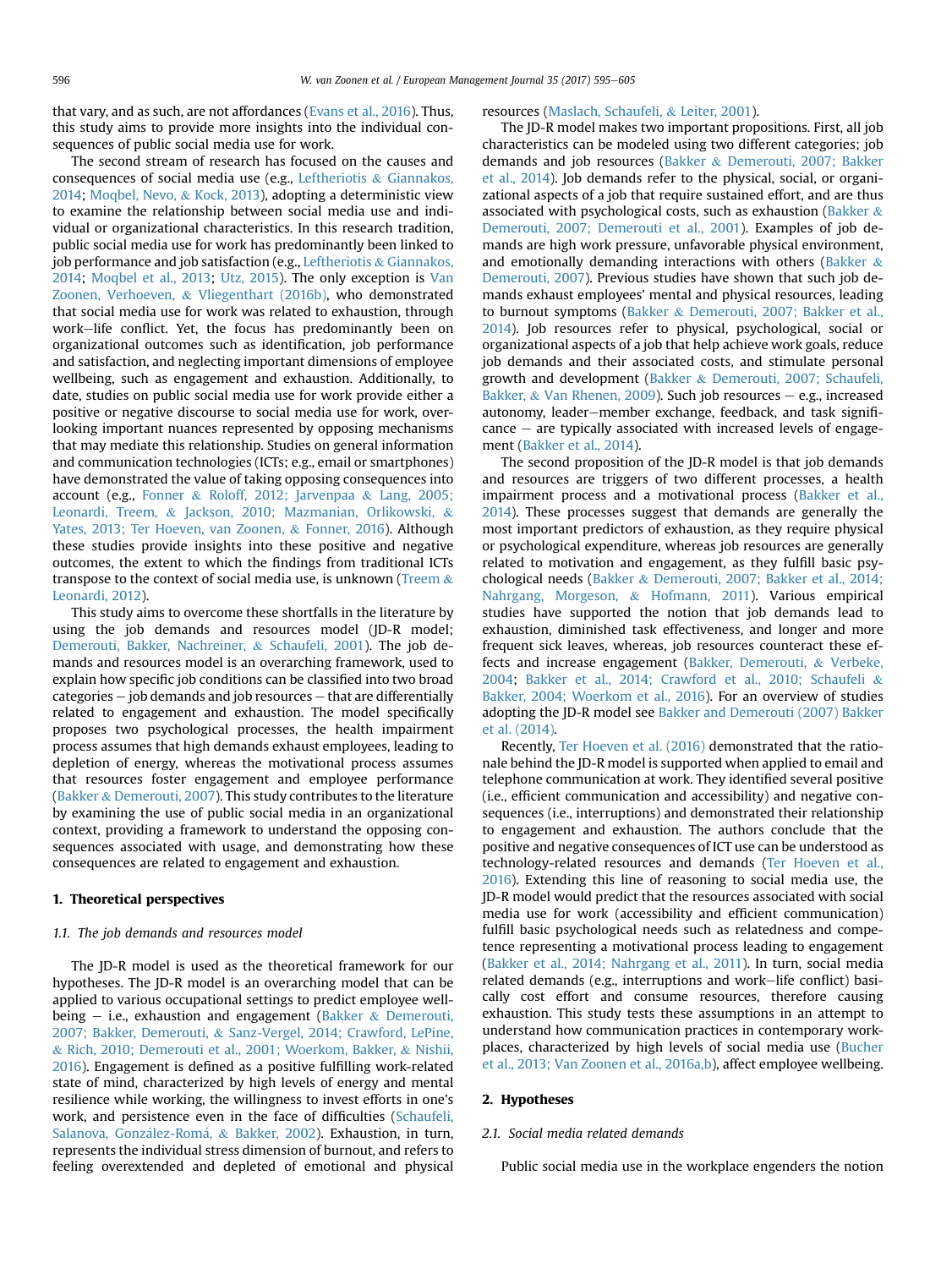that vary, and as such, are not affordances (Evans et al., 2016). Thus, this study aims to provide more insights into the individual consequences of public social media use for work.

The second stream of research has focused on the causes and consequences of social media use (e.g., Leftheriotis & Giannakos, 2014; Moqbel, Nevo, & Kock, 2013), adopting a deterministic view to examine the relationship between social media use and individual or organizational characteristics. In this research tradition, public social media use for work has predominantly been linked to job performance and job satisfaction (e.g., Leftheriotis & Giannakos, 2014; Moqbel et al., 2013; Utz, 2015). The only exception is Van Zoonen, Verhoeven, & Vliegenthart (2016b), who demonstrated that social media use for work was related to exhaustion, through work–life conflict. Yet, the focus has predominantly been on organizational outcomes such as identification, job performance and satisfaction, and neglecting important dimensions of employee wellbeing, such as engagement and exhaustion. Additionally, to date, studies on public social media use for work provide either a positive or negative discourse to social media use for work, overlooking important nuances represented by opposing mechanisms that may mediate this relationship. Studies on general information and communication technologies (ICTs; e.g., email or smartphones) have demonstrated the value of taking opposing consequences into account (e.g., Fonner & Roloff, 2012; Jarvenpaa & Lang, 2005; Leonardi, Treem, & Jackson, 2010; Mazmanian, Orlikowski, & Yates, 2013; Ter Hoeven, van Zoonen, & Fonner, 2016). Although these studies provide insights into these positive and negative outcomes, the extent to which the findings from traditional ICTs transpose to the context of social media use, is unknown (Treem & Leonardi, 2012).

This study aims to overcome these shortfalls in the literature by using the job demands and resources model (JD-R model; Demerouti, Bakker, Nachreiner, & Schaufeli, 2001). The job demands and resources model is an overarching framework, used to explain how specific job conditions can be classified into two broad categories – job demands and job resources – that are differentially related to engagement and exhaustion. The model specifically proposes two psychological processes, the health impairment process assumes that high demands exhaust employees, leading to depletion of energy, whereas the motivational process assumes that resources foster engagement and employee performance (Bakker & Demerouti, 2007). This study contributes to the literature by examining the use of public social media in an organizational context, providing a framework to understand the opposing consequences associated with usage, and demonstrating how these consequences are related to engagement and exhaustion.

## 1. Theoretical perspectives

### 1.1. The job demands and resources model

The JD-R model is used as the theoretical framework for our hypotheses. The JD-R model is an overarching model that can be applied to various occupational settings to predict employee wellbeing – i.e., exhaustion and engagement (Bakker & Demerouti, 2007; Bakker, Demerouti, & Sanz-Vergel, 2014; Crawford, LePine, & Rich, 2010; Demerouti et al., 2001; Woerkom, Bakker, & Nishii, 2016). Engagement is defined as a positive fulfilling work-related state of mind, characterized by high levels of energy and mental resilience while working, the willingness to invest efforts in one's work, and persistence even in the face of difficulties (Schaufeli, Salanova, González-Romá, & Bakker, 2002). Exhaustion, in turn, represents the individual stress dimension of burnout, and refers to feeling overextended and depleted of emotional and physical resources (Maslach, Schaufeli, & Leiter, 2001).

The JD-R model makes two important propositions. First, all job characteristics can be modeled using two different categories; job demands and job resources (Bakker & Demerouti, 2007; Bakker et al., 2014). Job demands refer to the physical, social, or organizational aspects of a job that require sustained effort, and are thus associated with psychological costs, such as exhaustion (Bakker & Demerouti, 2007; Demerouti et al., 2001). Examples of job demands are high work pressure, unfavorable physical environment, and emotionally demanding interactions with others (Bakker & Demerouti, 2007). Previous studies have shown that such job demands exhaust employees' mental and physical resources, leading to burnout symptoms (Bakker & Demerouti, 2007; Bakker et al., 2014). Job resources refer to physical, psychological, social or organizational aspects of a job that help achieve work goals, reduce job demands and their associated costs, and stimulate personal growth and development (Bakker & Demerouti, 2007; Schaufeli, Bakker, & Van Rhenen, 2009). Such job resources – e.g., increased autonomy, leader–member exchange, feedback, and task significance – are typically associated with increased levels of engagement (Bakker et al., 2014).

The second proposition of the JD-R model is that job demands and resources are triggers of two different processes, a health impairment process and a motivational process (Bakker et al., 2014). These processes suggest that demands are generally the most important predictors of exhaustion, as they require physical or psychological expenditure, whereas job resources are generally related to motivation and engagement, as they fulfill basic psychological needs (Bakker & Demerouti, 2007; Bakker et al., 2014; Nahrgang, Morgeson, & Hofmann, 2011). Various empirical studies have supported the notion that job demands lead to exhaustion, diminished task effectiveness, and longer and more frequent sick leaves, whereas, job resources counteract these effects and increase engagement (Bakker, Demerouti, & Verbeke, 2004; Bakker et al., 2014; Crawford et al., 2010; Schaufeli & Bakker, 2004; Woerkom et al., 2016). For an overview of studies adopting the JD-R model see Bakker and Demerouti (2007) Bakker et al. (2014).

Recently, Ter Hoeven et al. (2016) demonstrated that the rationale behind the JD-R model is supported when applied to email and telephone communication at work. They identified several positive (i.e., efficient communication and accessibility) and negative consequences (i.e., interruptions) and demonstrated their relationship to engagement and exhaustion. The authors conclude that the positive and negative consequences of ICT use can be understood as technology-related resources and demands (Ter Hoeven et al., 2016). Extending this line of reasoning to social media use, the JD-R model would predict that the resources associated with social media use for work (accessibility and efficient communication) fulfill basic psychological needs such as relatedness and competence representing a motivational process leading to engagement (Bakker et al., 2014; Nahrgang et al., 2011). In turn, social media related demands (e.g., interruptions and work–life conflict) basically cost effort and consume resources, therefore causing exhaustion. This study tests these assumptions in an attempt to understand how communication practices in contemporary workplaces, characterized by high levels of social media use (Bucher et al., 2013; Van Zoonen et al., 2016a,b), affect employee wellbeing.

## 2. Hypotheses

### 2.1. Social media related demands

Public social media use in the workplace engenders the notion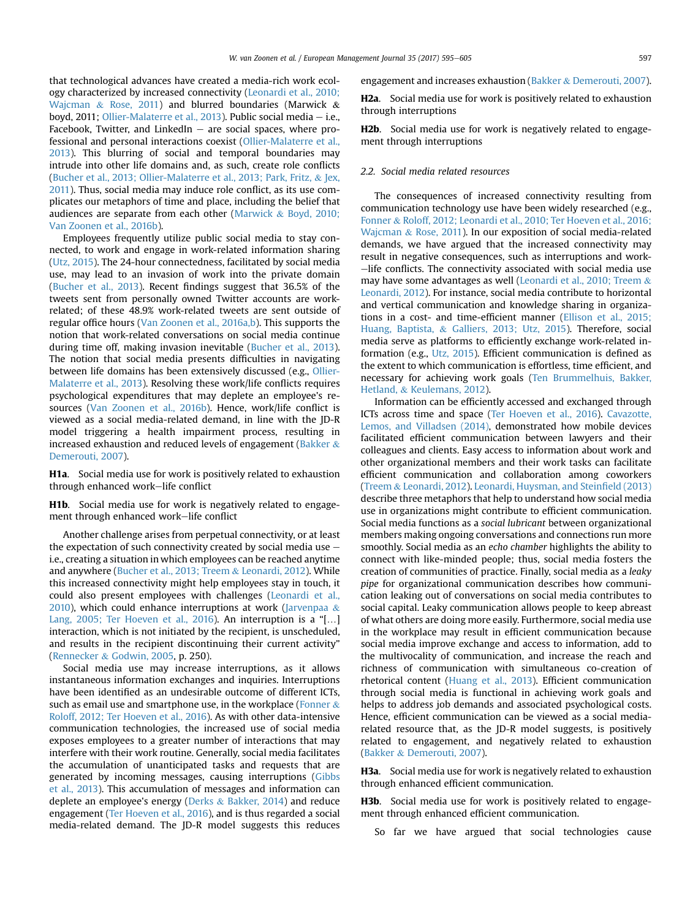that technological advances have created a media-rich work ecology characterized by increased connectivity (Leonardi et al., 2010; Wajcman & Rose, 2011) and blurred boundaries (Marwick & boyd, 2011; Ollier-Malaterre et al., 2013). Public social media – i.e., Facebook, Twitter, and LinkedIn – are social spaces, where professional and personal interactions coexist (Ollier-Malaterre et al., 2013). This blurring of social and temporal boundaries may intrude into other life domains and, as such, create role conflicts (Bucher et al., 2013; Ollier-Malaterre et al., 2013; Park, Fritz, & Jex, 2011). Thus, social media may induce role conflict, as its use complicates our metaphors of time and place, including the belief that audiences are separate from each other (Marwick & Boyd, 2010; Van Zoonen et al., 2016b).

Employees frequently utilize public social media to stay connected, to work and engage in work-related information sharing (Utz, 2015). The 24-hour connectedness, facilitated by social media use, may lead to an invasion of work into the private domain (Bucher et al., 2013). Recent findings suggest that 36.5% of the tweets sent from personally owned Twitter accounts are work-related; of these 48.9% work-related tweets are sent outside of regular office hours (Van Zoonen et al., 2016a,b). This supports the notion that work-related conversations on social media continue during time off, making invasion inevitable (Bucher et al., 2013). The notion that social media presents difficulties in navigating between life domains has been extensively discussed (e.g., Ollier-Malaterre et al., 2013). Resolving these work/life conflicts requires psychological expenditures that may deplete an employee's resources (Van Zoonen et al., 2016b). Hence, work/life conflict is viewed as a social media-related demand, in line with the JD-R model triggering a health impairment process, resulting in increased exhaustion and reduced levels of engagement (Bakker & Demerouti, 2007).

**H1a**. Social media use for work is positively related to exhaustion through enhanced work–life conflict

**H1b**. Social media use for work is negatively related to engagement through enhanced work–life conflict

Another challenge arises from perpetual connectivity, or at least the expectation of such connectivity created by social media use – i.e., creating a situation in which employees can be reached anytime and anywhere (Bucher et al., 2013; Treem & Leonardi, 2012). While this increased connectivity might help employees stay in touch, it could also present employees with challenges (Leonardi et al., 2010), which could enhance interruptions at work (Jarvenpaa & Lang, 2005; Ter Hoeven et al., 2016). An interruption is a "[…] interaction, which is not initiated by the recipient, is unscheduled, and results in the recipient discontinuing their current activity" (Rennecker & Godwin, 2005, p. 250).

Social media use may increase interruptions, as it allows instantaneous information exchanges and inquiries. Interruptions have been identified as an undesirable outcome of different ICTs, such as email use and smartphone use, in the workplace (Fonner & Roloff, 2012; Ter Hoeven et al., 2016). As with other data-intensive communication technologies, the increased use of social media exposes employees to a greater number of interactions that may interfere with their work routine. Generally, social media facilitates the accumulation of unanticipated tasks and requests that are generated by incoming messages, causing interruptions (Gibbs et al., 2013). This accumulation of messages and information can deplete an employee's energy (Derks & Bakker, 2014) and reduce engagement (Ter Hoeven et al., 2016), and is thus regarded a social media-related demand. The JD-R model suggests this reduces engagement and increases exhaustion (Bakker & Demerouti, 2007).

**H2a**. Social media use for work is positively related to exhaustion through interruptions

**H2b**. Social media use for work is negatively related to engagement through interruptions

### 2.2. Social media related resources

The consequences of increased connectivity resulting from communication technology use have been widely researched (e.g., Fonner & Roloff, 2012; Leonardi et al., 2010; Ter Hoeven et al., 2016; Wajcman & Rose, 2011). In our exposition of social media-related demands, we have argued that the increased connectivity may result in negative consequences, such as interruptions and work–life conflicts. The connectivity associated with social media use may have some advantages as well (Leonardi et al., 2010; Treem & Leonardi, 2012). For instance, social media contribute to horizontal and vertical communication and knowledge sharing in organizations in a cost- and time-efficient manner (Ellison et al., 2015; Huang, Baptista, & Galliers, 2013; Utz, 2015). Therefore, social media serve as platforms to efficiently exchange work-related information (e.g., Utz, 2015). Efficient communication is defined as the extent to which communication is effortless, time efficient, and necessary for achieving work goals (Ten Brummelhuis, Bakker, Hetland, & Keulemans, 2012).

Information can be efficiently accessed and exchanged through ICTs across time and space (Ter Hoeven et al., 2016). Cavazotte, Lemos, and Villadsen (2014), demonstrated how mobile devices facilitated efficient communication between lawyers and their colleagues and clients. Easy access to information about work and other organizational members and their work tasks can facilitate efficient communication and collaboration among coworkers (Treem & Leonardi, 2012). Leonardi, Huysman, and Steinfield (2013) describe three metaphors that help to understand how social media use in organizations might contribute to efficient communication. Social media functions as a *social lubricant* between organizational members making ongoing conversations and connections run more smoothly. Social media as an *echo chamber* highlights the ability to connect with like-minded people; thus, social media fosters the creation of communities of practice. Finally, social media as a *leaky pipe* for organizational communication describes how communication leaking out of conversations on social media contributes to social capital. Leaky communication allows people to keep abreast of what others are doing more easily. Furthermore, social media use in the workplace may result in efficient communication because social media improve exchange and access to information, add to the multivocality of communication, and increase the reach and richness of communication with simultaneous co-creation of rhetorical content (Huang et al., 2013). Efficient communication through social media is functional in achieving work goals and helps to address job demands and associated psychological costs. Hence, efficient communication can be viewed as a social media-related resource that, as the JD-R model suggests, is positively related to engagement, and negatively related to exhaustion (Bakker & Demerouti, 2007).

**H3a**. Social media use for work is negatively related to exhaustion through enhanced efficient communication.

**H3b**. Social media use for work is positively related to engagement through enhanced efficient communication.

So far we have argued that social technologies cause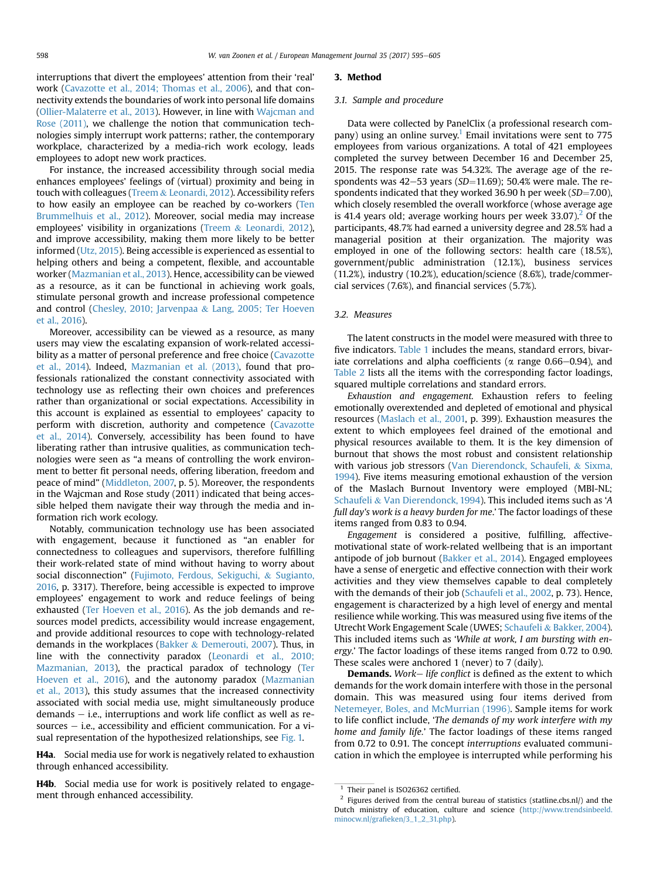interruptions that divert the employees' attention from their 'real' work (Cavazotte et al., 2014; Thomas et al., 2006), and that connectivity extends the boundaries of work into personal life domains (Ollier-Malaterre et al., 2013). However, in line with Wajcman and Rose (2011), we challenge the notion that communication technologies simply interrupt work patterns; rather, the contemporary workplace, characterized by a media-rich work ecology, leads employees to adopt new work practices.

For instance, the increased accessibility through social media enhances employees' feelings of (virtual) proximity and being in touch with colleagues (Treem & Leonardi, 2012). Accessibility refers to how easily an employee can be reached by co-workers (Ten Brummelhuis et al., 2012). Moreover, social media may increase employees' visibility in organizations (Treem & Leonardi, 2012), and improve accessibility, making them more likely to be better informed (Utz, 2015). Being accessible is experienced as essential to helping others and being a competent, flexible, and accountable worker (Mazmanian et al., 2013). Hence, accessibility can be viewed as a resource, as it can be functional in achieving work goals, stimulate personal growth and increase professional competence and control (Chesley, 2010; Jarvenpaa & Lang, 2005; Ter Hoeven et al., 2016).

Moreover, accessibility can be viewed as a resource, as many users may view the escalating expansion of work-related accessibility as a matter of personal preference and free choice (Cavazotte et al., 2014). Indeed, Mazmanian et al. (2013), found that professionals rationalized the constant connectivity associated with technology use as reflecting their own choices and preferences rather than organizational or social expectations. Accessibility in this account is explained as essential to employees' capacity to perform with discretion, authority and competence (Cavazotte et al., 2014). Conversely, accessibility has been found to have liberating rather than intrusive qualities, as communication technologies were seen as "a means of controlling the work environment to better fit personal needs, offering liberation, freedom and peace of mind" (Middleton, 2007, p. 5). Moreover, the respondents in the Wajcman and Rose study (2011) indicated that being accessible helped them navigate their way through the media and information rich work ecology.

Notably, communication technology use has been associated with engagement, because it functioned as "an enabler for connectedness to colleagues and supervisors, therefore fulfilling their work-related state of mind without having to worry about social disconnection" (Fujimoto, Ferdous, Sekiguchi, & Sugianto, 2016, p. 3317). Therefore, being accessible is expected to improve employees' engagement to work and reduce feelings of being exhausted (Ter Hoeven et al., 2016). As the job demands and resources model predicts, accessibility would increase engagement, and provide additional resources to cope with technology-related demands in the workplaces (Bakker & Demerouti, 2007). Thus, in line with the connectivity paradox (Leonardi et al., 2010; Mazmanian, 2013), the practical paradox of technology (Ter Hoeven et al., 2016), and the autonomy paradox (Mazmanian et al., 2013), this study assumes that the increased connectivity associated with social media use, might simultaneously produce demands – i.e., interruptions and work life conflict as well as resources – i.e., accessibility and efficient communication. For a visual representation of the hypothesized relationships, see Fig. 1.

**H4a**. Social media use for work is negatively related to exhaustion through enhanced accessibility.

**H4b**. Social media use for work is positively related to engagement through enhanced accessibility.

## 3. Method

### 3.1. Sample and procedure

Data were collected by PanelClix (a professional research company) using an online survey.[1] Email invitations were sent to 775 employees from various organizations. A total of 421 employees completed the survey between December 16 and December 25, 2015. The response rate was 54.32%. The average age of the respondents was 42–53 years ($SD$=11.69); 50.4% were male. The respondents indicated that they worked 36.90 h per week ($SD$=7.00), which closely resembled the overall workforce (whose average age is 41.4 years old; average working hours per week 33.07).[2] Of the participants, 48.7% had earned a university degree and 28.5% had a managerial position at their organization. The majority was employed in one of the following sectors: health care (18.5%), government/public administration (12.1%), business services (11.2%), industry (10.2%), education/science (8.6%), trade/commercial services (7.6%), and financial services (5.7%).

### 3.2. Measures

The latent constructs in the model were measured with three to five indicators. Table 1 includes the means, standard errors, bivariate correlations and alpha coefficients ($\alpha$ range 0.66–0.94), and Table 2 lists all the items with the corresponding factor loadings, squared multiple correlations and standard errors.

*Exhaustion and engagement.* Exhaustion refers to feeling emotionally overextended and depleted of emotional and physical resources (Maslach et al., 2001, p. 399). Exhaustion measures the extent to which employees feel drained of the emotional and physical resources available to them. It is the key dimension of burnout that shows the most robust and consistent relationship with various job stressors (Van Dierendonck, Schaufeli, & Sixma, 1994). Five items measuring emotional exhaustion of the version of the Maslach Burnout Inventory were employed (MBI-NL; Schaufeli & Van Dierendonck, 1994). This included items such as '*A full day's work is a heavy burden for me*.' The factor loadings of these items ranged from 0.83 to 0.94.

*Engagement* is considered a positive, fulfilling, affective-motivational state of work-related wellbeing that is an important antipode of job burnout (Bakker et al., 2014). Engaged employees have a sense of energetic and effective connection with their work activities and they view themselves capable to deal completely with the demands of their job (Schaufeli et al., 2002, p. 73). Hence, engagement is characterized by a high level of energy and mental resilience while working. This was measured using five items of the Utrecht Work Engagement Scale (UWES; Schaufeli & Bakker, 2004). This included items such as '*While at work, I am bursting with energy*.' The factor loadings of these items ranged from 0.72 to 0.90. These scales were anchored 1 (never) to 7 (daily).

**Demands.** *Work– life conflict* is defined as the extent to which demands for the work domain interfere with those in the personal domain. This was measured using four items derived from Netemeyer, Boles, and McMurrian (1996). Sample items for work to life conflict include, '*The demands of my work interfere with my home and family life*.' The factor loadings of these items ranged from 0.72 to 0.91. The concept *interruptions* evaluated communication in which the employee is interrupted while performing his

[1] Their panel is ISO26362 certified.

[2] Figures derived from the central bureau of statistics (statline.cbs.nl/) and the Dutch ministry of education, culture and science (http://www.trendsinbeeld.minocw.nl/grafieken/3_1_2_31.php).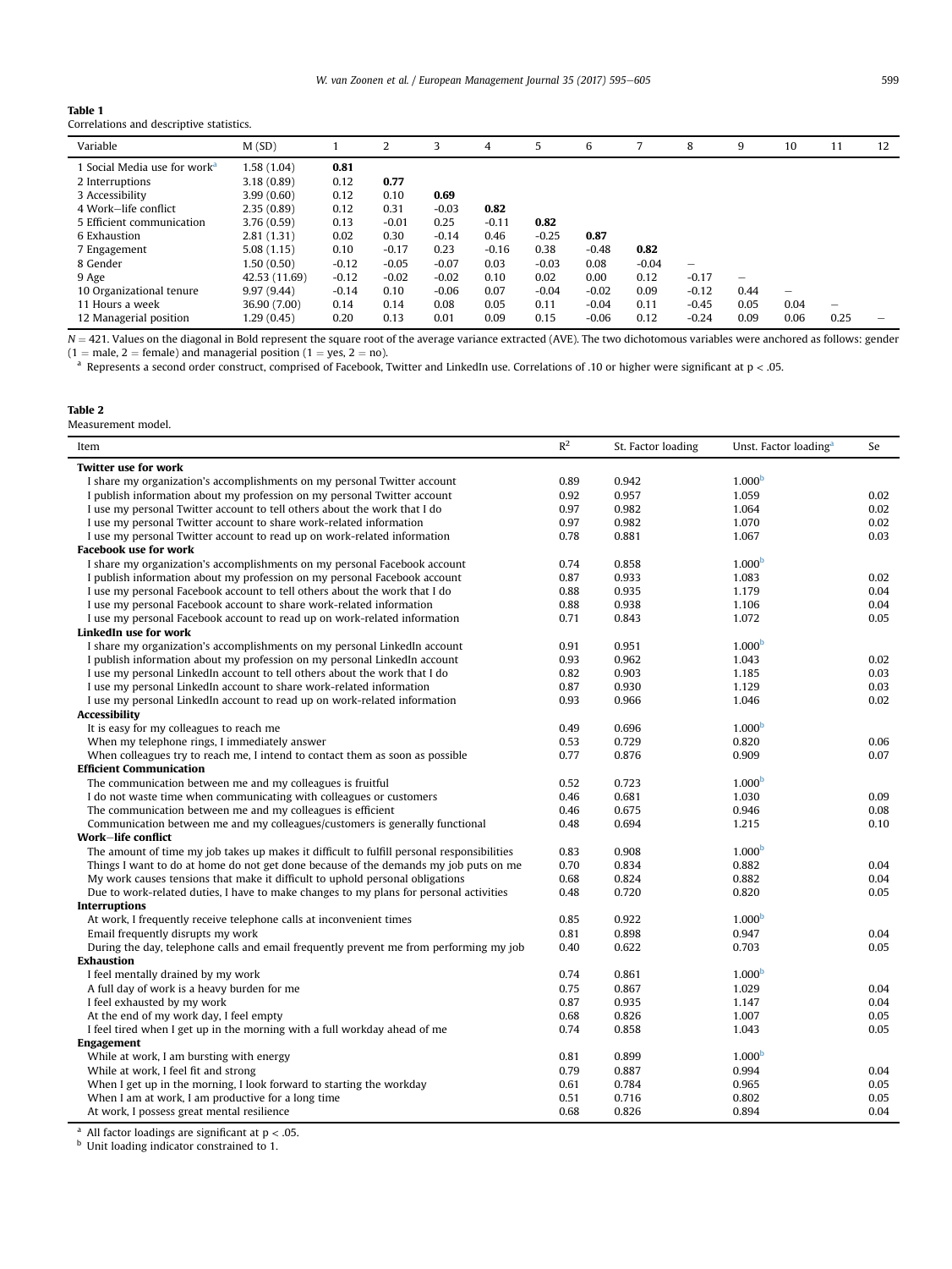**Table 1**
Correlations and descriptive statistics.

| Variable | M (SD) | 1 | 2 | 3 | 4 | 5 | 6 | 7 | 8 | 9 | 10 | 11 | 12 |
|---|---|---|---|---|---|---|---|---|---|---|---|---|---|
| 1 Social Media use for work[a] | 1.58 (1.04) | **0.81** | | | | | | | | | | | |
| 2 Interruptions | 3.18 (0.89) | 0.12 | **0.77** | | | | | | | | | | |
| 3 Accessibility | 3.99 (0.60) | 0.12 | 0.10 | **0.69** | | | | | | | | | |
| 4 Work–life conflict | 2.35 (0.89) | 0.12 | 0.31 | −0.03 | **0.82** | | | | | | | | |
| 5 Efficient communication | 3.76 (0.59) | 0.13 | −0.01 | 0.25 | −0.11 | **0.82** | | | | | | | |
| 6 Exhaustion | 2.81 (1.31) | 0.02 | 0.30 | −0.14 | 0.46 | −0.25 | **0.87** | | | | | | |
| 7 Engagement | 5.08 (1.15) | 0.10 | −0.17 | 0.23 | −0.16 | 0.38 | −0.48 | **0.82** | | | | | |
| 8 Gender | 1.50 (0.50) | −0.12 | −0.05 | −0.07 | 0.03 | −0.03 | 0.08 | −0.04 | – | | | | |
| 9 Age | 42.53 (11.69) | −0.12 | −0.02 | −0.02 | 0.10 | 0.02 | 0.00 | 0.12 | −0.17 | – | | | |
| 10 Organizational tenure | 9.97 (9.44) | −0.14 | 0.10 | −0.06 | 0.07 | −0.04 | −0.02 | 0.09 | −0.12 | 0.44 | – | | |
| 11 Hours a week | 36.90 (7.00) | 0.14 | 0.14 | 0.08 | 0.05 | 0.11 | −0.04 | 0.11 | −0.45 | 0.05 | 0.04 | – | |
| 12 Managerial position | 1.29 (0.45) | 0.20 | 0.13 | 0.01 | 0.09 | 0.15 | −0.06 | 0.12 | −0.24 | 0.09 | 0.06 | 0.25 | – |

$N = 421$. Values on the diagonal in Bold represent the square root of the average variance extracted (AVE). The two dichotomous variables were anchored as follows: gender (1 = male, 2 = female) and managerial position (1 = yes, 2 = no).
[a] Represents a second order construct, comprised of Facebook, Twitter and LinkedIn use. Correlations of .10 or higher were significant at $p < .05$.

**Table 2**
Measurement model.

| Item | $R^2$ | St. Factor loading | Unst. Factor loading[a] | Se |
|---|---|---|---|---|
| **Twitter use for work** | | | | |
| I share my organization's accomplishments on my personal Twitter account | 0.89 | 0.942 | 1.000[b] | |
| I publish information about my profession on my personal Twitter account | 0.92 | 0.957 | 1.059 | 0.02 |
| I use my personal Twitter account to tell others about the work that I do | 0.97 | 0.982 | 1.064 | 0.02 |
| I use my personal Twitter account to share work-related information | 0.97 | 0.982 | 1.070 | 0.02 |
| I use my personal Twitter account to read up on work-related information | 0.78 | 0.881 | 1.067 | 0.03 |
| **Facebook use for work** | | | | |
| I share my organization's accomplishments on my personal Facebook account | 0.74 | 0.858 | 1.000[b] | |
| I publish information about my profession on my personal Facebook account | 0.87 | 0.933 | 1.083 | 0.02 |
| I use my personal Facebook account to tell others about the work that I do | 0.88 | 0.935 | 1.179 | 0.04 |
| I use my personal Facebook account to share work-related information | 0.88 | 0.938 | 1.106 | 0.04 |
| I use my personal Facebook account to read up on work-related information | 0.71 | 0.843 | 1.072 | 0.05 |
| **LinkedIn use for work** | | | | |
| I share my organization's accomplishments on my personal LinkedIn account | 0.91 | 0.951 | 1.000[b] | |
| I publish information about my profession on my personal LinkedIn account | 0.93 | 0.962 | 1.043 | 0.02 |
| I use my personal LinkedIn account to tell others about the work that I do | 0.82 | 0.903 | 1.185 | 0.03 |
| I use my personal LinkedIn account to share work-related information | 0.87 | 0.930 | 1.129 | 0.03 |
| I use my personal LinkedIn account to read up on work-related information | 0.93 | 0.966 | 1.046 | 0.02 |
| **Accessibility** | | | | |
| It is easy for my colleagues to reach me | 0.49 | 0.696 | 1.000[b] | |
| When my telephone rings, I immediately answer | 0.53 | 0.729 | 0.820 | 0.06 |
| When colleagues try to reach me, I intend to contact them as soon as possible | 0.77 | 0.876 | 0.909 | 0.07 |
| **Efficient Communication** | | | | |
| The communication between me and my colleagues is fruitful | 0.52 | 0.723 | 1.000[b] | |
| I do not waste time when communicating with colleagues or customers | 0.46 | 0.681 | 1.030 | 0.09 |
| The communication between me and my colleagues is efficient | 0.46 | 0.675 | 0.946 | 0.08 |
| Communication between me and my colleagues/customers is generally functional | 0.48 | 0.694 | 1.215 | 0.10 |
| **Work–life conflict** | | | | |
| The amount of time my job takes up makes it difficult to fulfill personal responsibilities | 0.83 | 0.908 | 1.000[b] | |
| Things I want to do at home do not get done because of the demands my job puts on me | 0.70 | 0.834 | 0.882 | 0.04 |
| My work causes tensions that make it difficult to uphold personal obligations | 0.68 | 0.824 | 0.882 | 0.04 |
| Due to work-related duties, I have to make changes to my plans for personal activities | 0.48 | 0.720 | 0.820 | 0.05 |
| **Interruptions** | | | | |
| At work, I frequently receive telephone calls at inconvenient times | 0.85 | 0.922 | 1.000[b] | |
| Email frequently disrupts my work | 0.81 | 0.898 | 0.947 | 0.04 |
| During the day, telephone calls and email frequently prevent me from performing my job | 0.40 | 0.622 | 0.703 | 0.05 |
| **Exhaustion** | | | | |
| I feel mentally drained by my work | 0.74 | 0.861 | 1.000[b] | |
| A full day of work is a heavy burden for me | 0.75 | 0.867 | 1.029 | 0.04 |
| I feel exhausted by my work | 0.87 | 0.935 | 1.147 | 0.04 |
| At the end of my work day, I feel empty | 0.68 | 0.826 | 1.007 | 0.05 |
| I feel tired when I get up in the morning with a full workday ahead of me | 0.74 | 0.858 | 1.043 | 0.05 |
| **Engagement** | | | | |
| While at work, I am bursting with energy | 0.81 | 0.899 | 1.000[b] | |
| While at work, I feel fit and strong | 0.79 | 0.887 | 0.994 | 0.04 |
| When I get up in the morning, I look forward to starting the workday | 0.61 | 0.784 | 0.965 | 0.05 |
| When I am at work, I am productive for a long time | 0.51 | 0.716 | 0.802 | 0.05 |
| At work, I possess great mental resilience | 0.68 | 0.826 | 0.894 | 0.04 |

[a] All factor loadings are significant at $p < .05$.
[b] Unit loading indicator constrained to 1.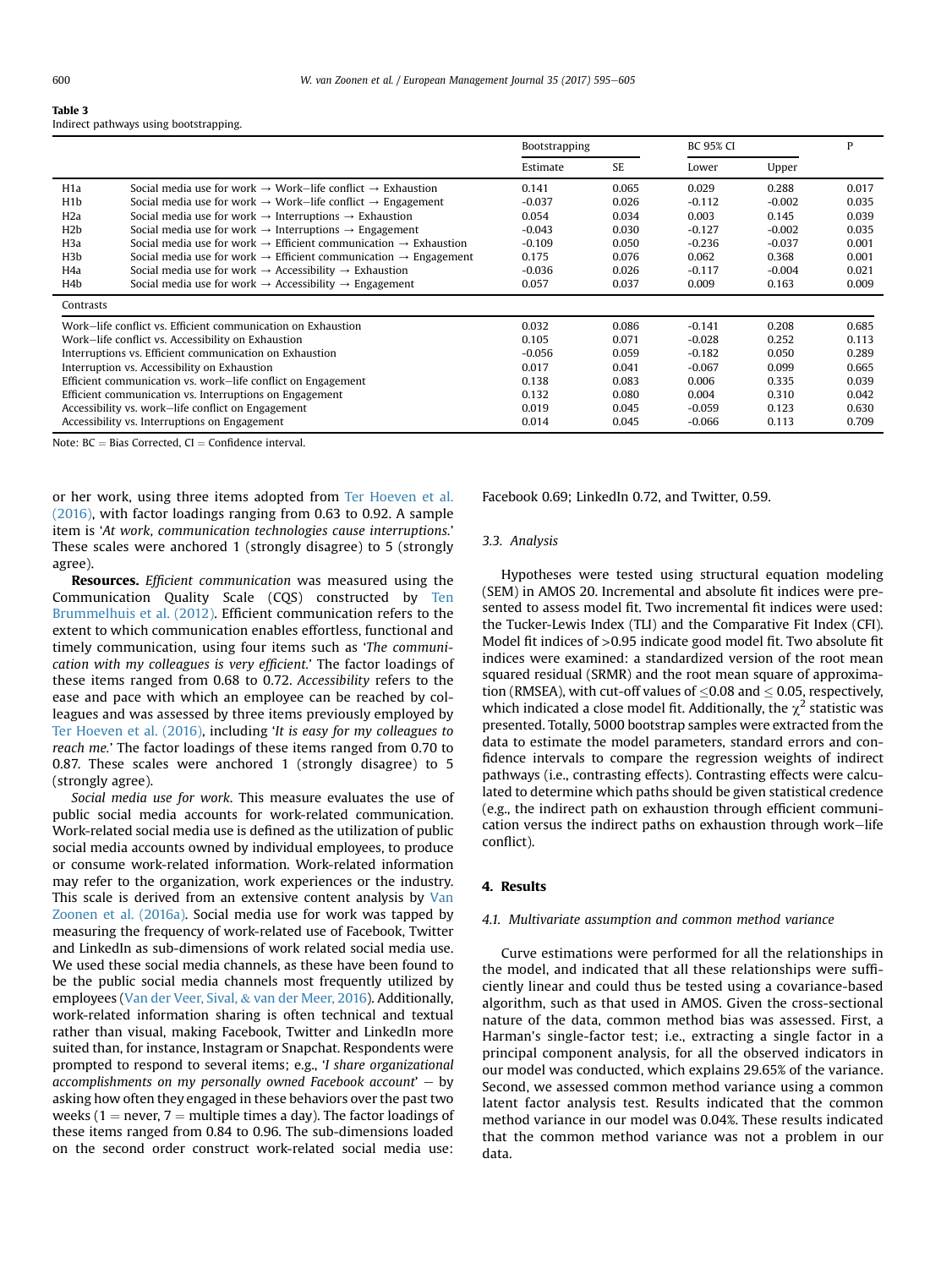**Table 3**
Indirect pathways using bootstrapping.

| | | Bootstrapping | | BC 95% CI | | P |
|---|---|---|---|---|---|---|
| | | Estimate | SE | Lower | Upper | |
| H1a | Social media use for work → Work–life conflict → Exhaustion | 0.141 | 0.065 | 0.029 | 0.288 | 0.017 |
| H1b | Social media use for work → Work–life conflict → Engagement | -0.037 | 0.026 | -0.112 | -0.002 | 0.035 |
| H2a | Social media use for work → Interruptions → Exhaustion | 0.054 | 0.034 | 0.003 | 0.145 | 0.039 |
| H2b | Social media use for work → Interruptions → Engagement | -0.043 | 0.030 | -0.127 | -0.002 | 0.035 |
| H3a | Social media use for work → Efficient communication → Exhaustion | -0.109 | 0.050 | -0.236 | -0.037 | 0.001 |
| H3b | Social media use for work → Efficient communication → Engagement | 0.175 | 0.076 | 0.062 | 0.368 | 0.001 |
| H4a | Social media use for work → Accessibility → Exhaustion | -0.036 | 0.026 | -0.117 | -0.004 | 0.021 |
| H4b | Social media use for work → Accessibility → Engagement | 0.057 | 0.037 | 0.009 | 0.163 | 0.009 |
| Contrasts | | | | | | |
| Work–life conflict vs. Efficient communication on Exhaustion | | 0.032 | 0.086 | -0.141 | 0.208 | 0.685 |
| Work–life conflict vs. Accessibility on Exhaustion | | 0.105 | 0.071 | -0.028 | 0.252 | 0.113 |
| Interruptions vs. Efficient communication on Exhaustion | | -0.056 | 0.059 | -0.182 | 0.050 | 0.289 |
| Interruption vs. Accessibility on Exhaustion | | 0.017 | 0.041 | -0.067 | 0.099 | 0.665 |
| Efficient communication vs. work–life conflict on Engagement | | 0.138 | 0.083 | 0.006 | 0.335 | 0.039 |
| Efficient communication vs. Interruptions on Engagement | | 0.132 | 0.080 | 0.004 | 0.310 | 0.042 |
| Accessibility vs. work–life conflict on Engagement | | 0.019 | 0.045 | -0.059 | 0.123 | 0.630 |
| Accessibility vs. Interruptions on Engagement | | 0.014 | 0.045 | -0.066 | 0.113 | 0.709 |

Note: BC = Bias Corrected, CI = Confidence interval.

or her work, using three items adopted from Ter Hoeven et al. (2016), with factor loadings ranging from 0.63 to 0.92. A sample item is '*At work, communication technologies cause interruptions.*' These scales were anchored 1 (strongly disagree) to 5 (strongly agree).

**Resources.** *Efficient communication* was measured using the Communication Quality Scale (CQS) constructed by Ten Brummelhuis et al. (2012). Efficient communication refers to the extent to which communication enables effortless, functional and timely communication, using four items such as '*The communication with my colleagues is very efficient.*' The factor loadings of these items ranged from 0.68 to 0.72. *Accessibility* refers to the ease and pace with which an employee can be reached by colleagues and was assessed by three items previously employed by Ter Hoeven et al. (2016), including '*It is easy for my colleagues to reach me.*' The factor loadings of these items ranged from 0.70 to 0.87. These scales were anchored 1 (strongly disagree) to 5 (strongly agree).

*Social media use for work*. This measure evaluates the use of public social media accounts for work-related communication. Work-related social media use is defined as the utilization of public social media accounts owned by individual employees, to produce or consume work-related information. Work-related information may refer to the organization, work experiences or the industry. This scale is derived from an extensive content analysis by Van Zoonen et al. (2016a). Social media use for work was tapped by measuring the frequency of work-related use of Facebook, Twitter and LinkedIn as sub-dimensions of work related social media use. We used these social media channels, as these have been found to be the public social media channels most frequently utilized by employees (Van der Veer, Sival, & van der Meer, 2016). Additionally, work-related information sharing is often technical and textual rather than visual, making Facebook, Twitter and LinkedIn more suited than, for instance, Instagram or Snapchat. Respondents were prompted to respond to several items; e.g., '*I share organizational accomplishments on my personally owned Facebook account*' – by asking how often they engaged in these behaviors over the past two weeks (1 = never, 7 = multiple times a day). The factor loadings of these items ranged from 0.84 to 0.96. The sub-dimensions loaded on the second order construct work-related social media use: Facebook 0.69; LinkedIn 0.72, and Twitter, 0.59.

### 3.3. Analysis

Hypotheses were tested using structural equation modeling (SEM) in AMOS 20. Incremental and absolute fit indices were presented to assess model fit. Two incremental fit indices were used: the Tucker-Lewis Index (TLI) and the Comparative Fit Index (CFI). Model fit indices of >0.95 indicate good model fit. Two absolute fit indices were examined: a standardized version of the root mean squared residual (SRMR) and the root mean square of approximation (RMSEA), with cut-off values of ≤0.08 and ≤ 0.05, respectively, which indicated a close model fit. Additionally, the $\chi^2$ statistic was presented. Totally, 5000 bootstrap samples were extracted from the data to estimate the model parameters, standard errors and confidence intervals to compare the regression weights of indirect pathways (i.e., contrasting effects). Contrasting effects were calculated to determine which paths should be given statistical credence (e.g., the indirect path on exhaustion through efficient communication versus the indirect paths on exhaustion through work–life conflict).

## 4. Results

### 4.1. Multivariate assumption and common method variance

Curve estimations were performed for all the relationships in the model, and indicated that all these relationships were sufficiently linear and could thus be tested using a covariance-based algorithm, such as that used in AMOS. Given the cross-sectional nature of the data, common method bias was assessed. First, a Harman's single-factor test; i.e., extracting a single factor in a principal component analysis, for all the observed indicators in our model was conducted, which explains 29.65% of the variance. Second, we assessed common method variance using a common latent factor analysis test. Results indicated that the common method variance in our model was 0.04%. These results indicated that the common method variance was not a problem in our data.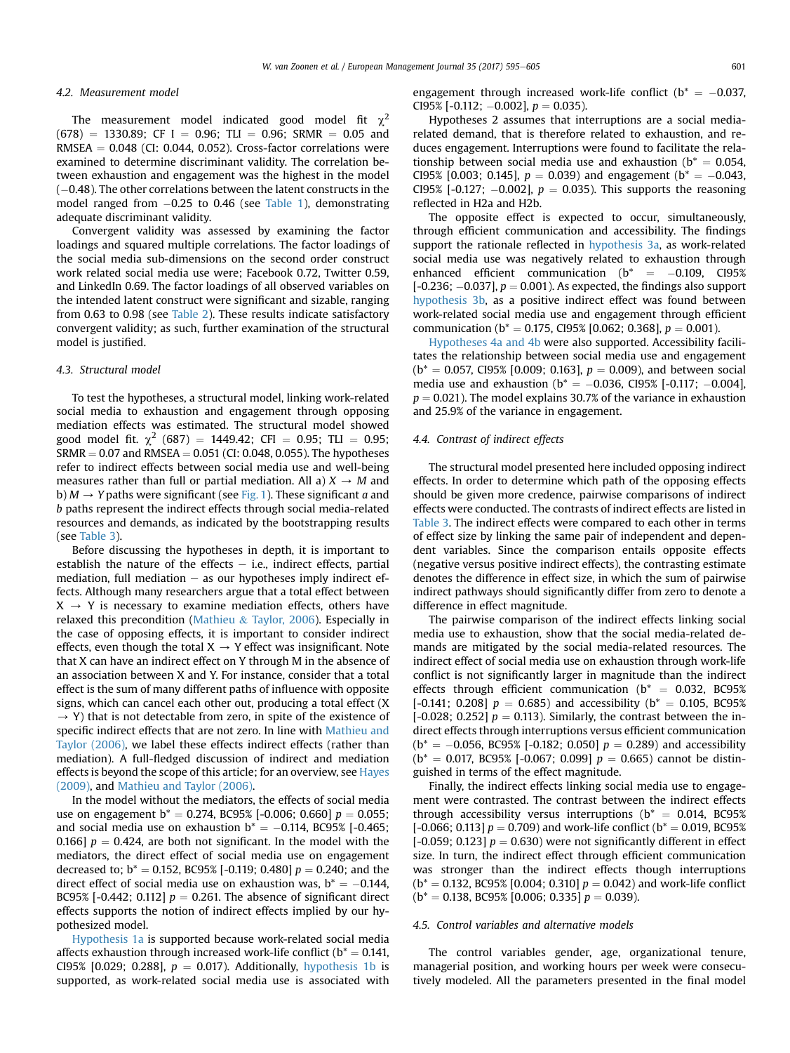### 4.2. Measurement model

The measurement model indicated good model fit $\chi^2$ (678) = 1330.89; CF I = 0.96; TLI = 0.96; SRMR = 0.05 and RMSEA = 0.048 (CI: 0.044, 0.052). Cross-factor correlations were examined to determine discriminant validity. The correlation between exhaustion and engagement was the highest in the model (−0.48). The other correlations between the latent constructs in the model ranged from −0.25 to 0.46 (see Table 1), demonstrating adequate discriminant validity.

Convergent validity was assessed by examining the factor loadings and squared multiple correlations. The factor loadings of the social media sub-dimensions on the second order construct work related social media use were; Facebook 0.72, Twitter 0.59, and LinkedIn 0.69. The factor loadings of all observed variables on the intended latent construct were significant and sizable, ranging from 0.63 to 0.98 (see Table 2). These results indicate satisfactory convergent validity; as such, further examination of the structural model is justified.

### 4.3. Structural model

To test the hypotheses, a structural model, linking work-related social media to exhaustion and engagement through opposing mediation effects was estimated. The structural model showed good model fit. $\chi^2$ (687) = 1449.42; CFI = 0.95; TLI = 0.95; SRMR = 0.07 and RMSEA = 0.051 (CI: 0.048, 0.055). The hypotheses refer to indirect effects between social media use and well-being measures rather than full or partial mediation. All a) $X \rightarrow M$ and b) $M \rightarrow Y$ paths were significant (see Fig. 1). These significant *a* and *b* paths represent the indirect effects through social media-related resources and demands, as indicated by the bootstrapping results (see Table 3).

Before discussing the hypotheses in depth, it is important to establish the nature of the effects – i.e., indirect effects, partial mediation, full mediation – as our hypotheses imply indirect effects. Although many researchers argue that a total effect between X → Y is necessary to examine mediation effects, others have relaxed this precondition (Mathieu & Taylor, 2006). Especially in the case of opposing effects, it is important to consider indirect effects, even though the total X → Y effect was insignificant. Note that X can have an indirect effect on Y through M in the absence of an association between X and Y. For instance, consider that a total effect is the sum of many different paths of influence with opposite signs, which can cancel each other out, producing a total effect (X → Y) that is not detectable from zero, in spite of the existence of specific indirect effects that are not zero. In line with Mathieu and Taylor (2006), we label these effects indirect effects (rather than mediation). A full-fledged discussion of indirect and mediation effects is beyond the scope of this article; for an overview, see Hayes (2009), and Mathieu and Taylor (2006).

In the model without the mediators, the effects of social media use on engagement b* = 0.274, BC95% [-0.006; 0.660] p = 0.055; and social media use on exhaustion b* = −0.114, BC95% [-0.465; 0.166] p = 0.424, are both not significant. In the model with the mediators, the direct effect of social media use on engagement decreased to; b* = 0.152, BC95% [-0.119; 0.480] p = 0.240; and the direct effect of social media use on exhaustion was, b* = −0.144, BC95% [-0.442; 0.112] p = 0.261. The absence of significant direct effects supports the notion of indirect effects implied by our hypothesized model.

Hypothesis 1a is supported because work-related social media affects exhaustion through increased work-life conflict (b* = 0.141, CI95% [0.029; 0.288], *p* = 0.017). Additionally, hypothesis 1b is supported, as work-related social media use is associated with engagement through increased work-life conflict (b* = −0.037, CI95% [-0.112; −0.002], *p* = 0.035).

Hypotheses 2 assumes that interruptions are a social media-related demand, that is therefore related to exhaustion, and reduces engagement. Interruptions were found to facilitate the relationship between social media use and exhaustion (b* = 0.054, CI95% [0.003; 0.145], *p* = 0.039) and engagement (b* = −0.043, CI95% [-0.127; −0.002], *p* = 0.035). This supports the reasoning reflected in H2a and H2b.

The opposite effect is expected to occur, simultaneously, through efficient communication and accessibility. The findings support the rationale reflected in hypothesis 3a, as work-related social media use was negatively related to exhaustion through enhanced efficient communication (b* = −0.109, CI95% [-0.236; −0.037], *p* = 0.001). As expected, the findings also support hypothesis 3b, as a positive indirect effect was found between work-related social media use and engagement through efficient communication (b* = 0.175, CI95% [0.062; 0.368], *p* = 0.001).

Hypotheses 4a and 4b were also supported. Accessibility facilitates the relationship between social media use and engagement (b* = 0.057, CI95% [0.009; 0.163], *p* = 0.009), and between social media use and exhaustion (b* = −0.036, CI95% [-0.117; −0.004], *p* = 0.021). The model explains 30.7% of the variance in exhaustion and 25.9% of the variance in engagement.

### 4.4. Contrast of indirect effects

The structural model presented here included opposing indirect effects. In order to determine which path of the opposing effects should be given more credence, pairwise comparisons of indirect effects were conducted. The contrasts of indirect effects are listed in Table 3. The indirect effects were compared to each other in terms of effect size by linking the same pair of independent and dependent variables. Since the comparison entails opposite effects (negative versus positive indirect effects), the contrasting estimate denotes the difference in effect size, in which the sum of pairwise indirect pathways should significantly differ from zero to denote a difference in effect magnitude.

The pairwise comparison of the indirect effects linking social media use to exhaustion, show that the social media-related demands are mitigated by the social media-related resources. The indirect effect of social media use on exhaustion through work-life conflict is not significantly larger in magnitude than the indirect effects through efficient communication (b* = 0.032, BC95% [-0.141; 0.208] p = 0.685) and accessibility (b* = 0.105, BC95% [-0.028; 0.252] p = 0.113). Similarly, the contrast between the indirect effects through interruptions versus efficient communication (b* = −0.056, BC95% [-0.182; 0.050] p = 0.289) and accessibility (b* = 0.017, BC95% [-0.067; 0.099] p = 0.665) cannot be distinguished in terms of the effect magnitude.

Finally, the indirect effects linking social media use to engagement were contrasted. The contrast between the indirect effects through accessibility versus interruptions (b* = 0.014, BC95% [-0.066; 0.113] p = 0.709) and work-life conflict (b* = 0.019, BC95% [-0.059; 0.123] p = 0.630) were not significantly different in effect size. In turn, the indirect effect through efficient communication was stronger than the indirect effects though interruptions (b* = 0.132, BC95% [0.004; 0.310] p = 0.042) and work-life conflict (b* = 0.138, BC95% [0.006; 0.335] p = 0.039).

### 4.5. Control variables and alternative models

The control variables gender, age, organizational tenure, managerial position, and working hours per week were consecutively modeled. All the parameters presented in the final model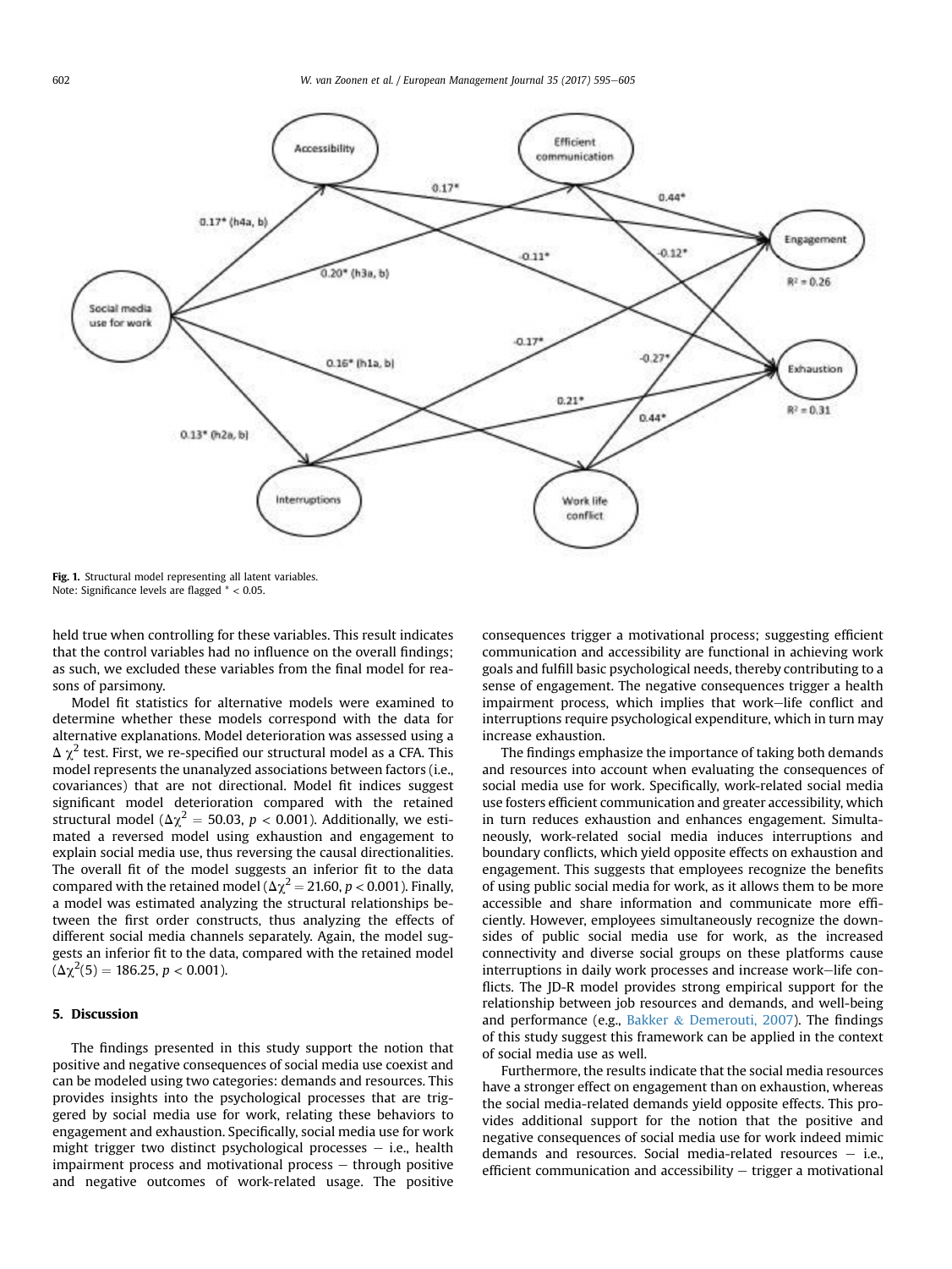Accessibility

Efficient communication

Engagement

$R^2 = 0.26$

Exhaustion

$R^2 = 0.31$

Social media use for work

Interruptions

Work life conflict

0.17* (h4a, b)

0.20* (h3a, b)

0.16* (h1a, b)

0.13* (h2a, b)

0.17*

0.44*

-0.11*

-0.12*

-0.17*

-0.27*

0.21*

0.44*

**Fig. 1.** Structural model representing all latent variables.
Note: Significance levels are flagged * < 0.05.

held true when controlling for these variables. This result indicates that the control variables had no influence on the overall findings; as such, we excluded these variables from the final model for reasons of parsimony.

Model fit statistics for alternative models were examined to determine whether these models correspond with the data for alternative explanations. Model deterioration was assessed using a $\Delta\chi^2$ test. First, we re-specified our structural model as a CFA. This model represents the unanalyzed associations between factors (i.e., covariances) that are not directional. Model fit indices suggest significant model deterioration compared with the retained structural model ($\Delta\chi^2 = 50.03$, $p < 0.001$). Additionally, we estimated a reversed model using exhaustion and engagement to explain social media use, thus reversing the causal directionalities. The overall fit of the model suggests an inferior fit to the data compared with the retained model ($\Delta\chi^2 = 21.60$, $p < 0.001$). Finally, a model was estimated analyzing the structural relationships between the first order constructs, thus analyzing the effects of different social media channels separately. Again, the model suggests an inferior fit to the data, compared with the retained model ($\Delta\chi^2(5) = 186.25$, $p < 0.001$).

## 5. Discussion

The findings presented in this study support the notion that positive and negative consequences of social media use coexist and can be modeled using two categories: demands and resources. This provides insights into the psychological processes that are triggered by social media use for work, relating these behaviors to engagement and exhaustion. Specifically, social media use for work might trigger two distinct psychological processes – i.e., health impairment process and motivational process – through positive and negative outcomes of work-related usage. The positive consequences trigger a motivational process; suggesting efficient communication and accessibility are functional in achieving work goals and fulfill basic psychological needs, thereby contributing to a sense of engagement. The negative consequences trigger a health impairment process, which implies that work–life conflict and interruptions require psychological expenditure, which in turn may increase exhaustion.

The findings emphasize the importance of taking both demands and resources into account when evaluating the consequences of social media use for work. Specifically, work-related social media use fosters efficient communication and greater accessibility, which in turn reduces exhaustion and enhances engagement. Simultaneously, work-related social media induces interruptions and boundary conflicts, which yield opposite effects on exhaustion and engagement. This suggests that employees recognize the benefits of using public social media for work, as it allows them to be more accessible and share information and communicate more efficiently. However, employees simultaneously recognize the downsides of public social media use for work, as the increased connectivity and diverse social groups on these platforms cause interruptions in daily work processes and increase work–life conflicts. The JD-R model provides strong empirical support for the relationship between job resources and demands, and well-being and performance (e.g., Bakker & Demerouti, 2007). The findings of this study suggest this framework can be applied in the context of social media use as well.

Furthermore, the results indicate that the social media resources have a stronger effect on engagement than on exhaustion, whereas the social media-related demands yield opposite effects. This provides additional support for the notion that the positive and negative consequences of social media use for work indeed mimic demands and resources. Social media-related resources – i.e., efficient communication and accessibility – trigger a motivational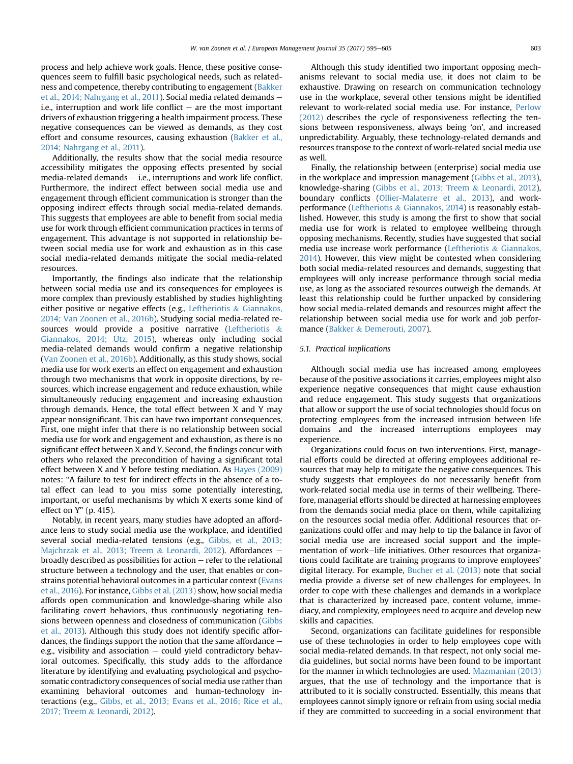process and help achieve work goals. Hence, these positive consequences seem to fulfill basic psychological needs, such as relatedness and competence, thereby contributing to engagement (Bakker et al., 2014; Nahrgang et al., 2011). Social media related demands — i.e., interruption and work life conflict — are the most important drivers of exhaustion triggering a health impairment process. These negative consequences can be viewed as demands, as they cost effort and consume resources, causing exhaustion (Bakker et al., 2014; Nahrgang et al., 2011).

Additionally, the results show that the social media resource accessibility mitigates the opposing effects presented by social media-related demands — i.e., interruptions and work life conflict. Furthermore, the indirect effect between social media use and engagement through efficient communication is stronger than the opposing indirect effects through social media-related demands. This suggests that employees are able to benefit from social media use for work through efficient communication practices in terms of engagement. This advantage is not supported in relationship between social media use for work and exhaustion as in this case social media-related demands mitigate the social media-related resources.

Importantly, the findings also indicate that the relationship between social media use and its consequences for employees is more complex than previously established by studies highlighting either positive or negative effects (e.g., Leftheriotis & Giannakos, 2014; Van Zoonen et al., 2016b). Studying social media-related resources would provide a positive narrative (Leftheriotis & Giannakos, 2014; Utz, 2015), whereas only including social media-related demands would confirm a negative relationship (Van Zoonen et al., 2016b). Additionally, as this study shows, social media use for work exerts an effect on engagement and exhaustion through two mechanisms that work in opposite directions, by resources, which increase engagement and reduce exhaustion, while simultaneously reducing engagement and increasing exhaustion through demands. Hence, the total effect between X and Y may appear nonsignificant. This can have two important consequences. First, one might infer that there is no relationship between social media use for work and engagement and exhaustion, as there is no significant effect between X and Y. Second, the findings concur with others who relaxed the precondition of having a significant total effect between X and Y before testing mediation. As Hayes (2009) notes: "A failure to test for indirect effects in the absence of a total effect can lead to you miss some potentially interesting, important, or useful mechanisms by which X exerts some kind of effect on Y" (p. 415).

Notably, in recent years, many studies have adopted an affordance lens to study social media use the workplace, and identified several social media-related tensions (e.g., Gibbs, et al., 2013; Majchrzak et al., 2013; Treem & Leonardi, 2012). Affordances — broadly described as possibilities for action — refer to the relational structure between a technology and the user, that enables or constrains potential behavioral outcomes in a particular context (Evans et al., 2016). For instance, Gibbs et al. (2013) show, how social media affords open communication and knowledge-sharing while also facilitating covert behaviors, thus continuously negotiating tensions between openness and closedness of communication (Gibbs et al., 2013). Although this study does not identify specific affordances, the findings support the notion that the same affordance — e.g., visibility and association — could yield contradictory behavioral outcomes. Specifically, this study adds to the affordance literature by identifying and evaluating psychological and psychosomatic contradictory consequences of social media use rather than examining behavioral outcomes and human-technology interactions (e.g., Gibbs, et al., 2013; Evans et al., 2016; Rice et al., 2017; Treem & Leonardi, 2012).

Although this study identified two important opposing mechanisms relevant to social media use, it does not claim to be exhaustive. Drawing on research on communication technology use in the workplace, several other tensions might be identified relevant to work-related social media use. For instance, Perlow (2012) describes the cycle of responsiveness reflecting the tensions between responsiveness, always being 'on', and increased unpredictability. Arguably, these technology-related demands and resources transpose to the context of work-related social media use as well.

Finally, the relationship between (enterprise) social media use in the workplace and impression management (Gibbs et al., 2013), knowledge-sharing (Gibbs et al., 2013; Treem & Leonardi, 2012), boundary conflicts (Ollier-Malaterre et al., 2013), and work-performance (Leftheriotis & Giannakos, 2014) is reasonably established. However, this study is among the first to show that social media use for work is related to employee wellbeing through opposing mechanisms. Recently, studies have suggested that social media use increase work performance (Leftheriotis & Giannakos, 2014). However, this view might be contested when considering both social media-related resources and demands, suggesting that employees will only increase performance through social media use, as long as the associated resources outweigh the demands. At least this relationship could be further unpacked by considering how social media-related demands and resources might affect the relationship between social media use for work and job performance (Bakker & Demerouti, 2007).

### 5.1. Practical implications

Although social media use has increased among employees because of the positive associations it carries, employees might also experience negative consequences that might cause exhaustion and reduce engagement. This study suggests that organizations that allow or support the use of social technologies should focus on protecting employees from the increased intrusion between life domains and the increased interruptions employees may experience.

Organizations could focus on two interventions. First, managerial efforts could be directed at offering employees additional resources that may help to mitigate the negative consequences. This study suggests that employees do not necessarily benefit from work-related social media use in terms of their wellbeing. Therefore, managerial efforts should be directed at harnessing employees from the demands social media place on them, while capitalizing on the resources social media offer. Additional resources that organizations could offer and may help to tip the balance in favor of social media use are increased social support and the implementation of work—life initiatives. Other resources that organizations could facilitate are training programs to improve employees' digital literacy. For example, Bucher et al. (2013) note that social media provide a diverse set of new challenges for employees. In order to cope with these challenges and demands in a workplace that is characterized by increased pace, content volume, immediacy, and complexity, employees need to acquire and develop new skills and capacities.

Second, organizations can facilitate guidelines for responsible use of these technologies in order to help employees cope with social media-related demands. In that respect, not only social media guidelines, but social norms have been found to be important for the manner in which technologies are used. Mazmanian (2013) argues, that the use of technology and the importance that is attributed to it is socially constructed. Essentially, this means that employees cannot simply ignore or refrain from using social media if they are committed to succeeding in a social environment that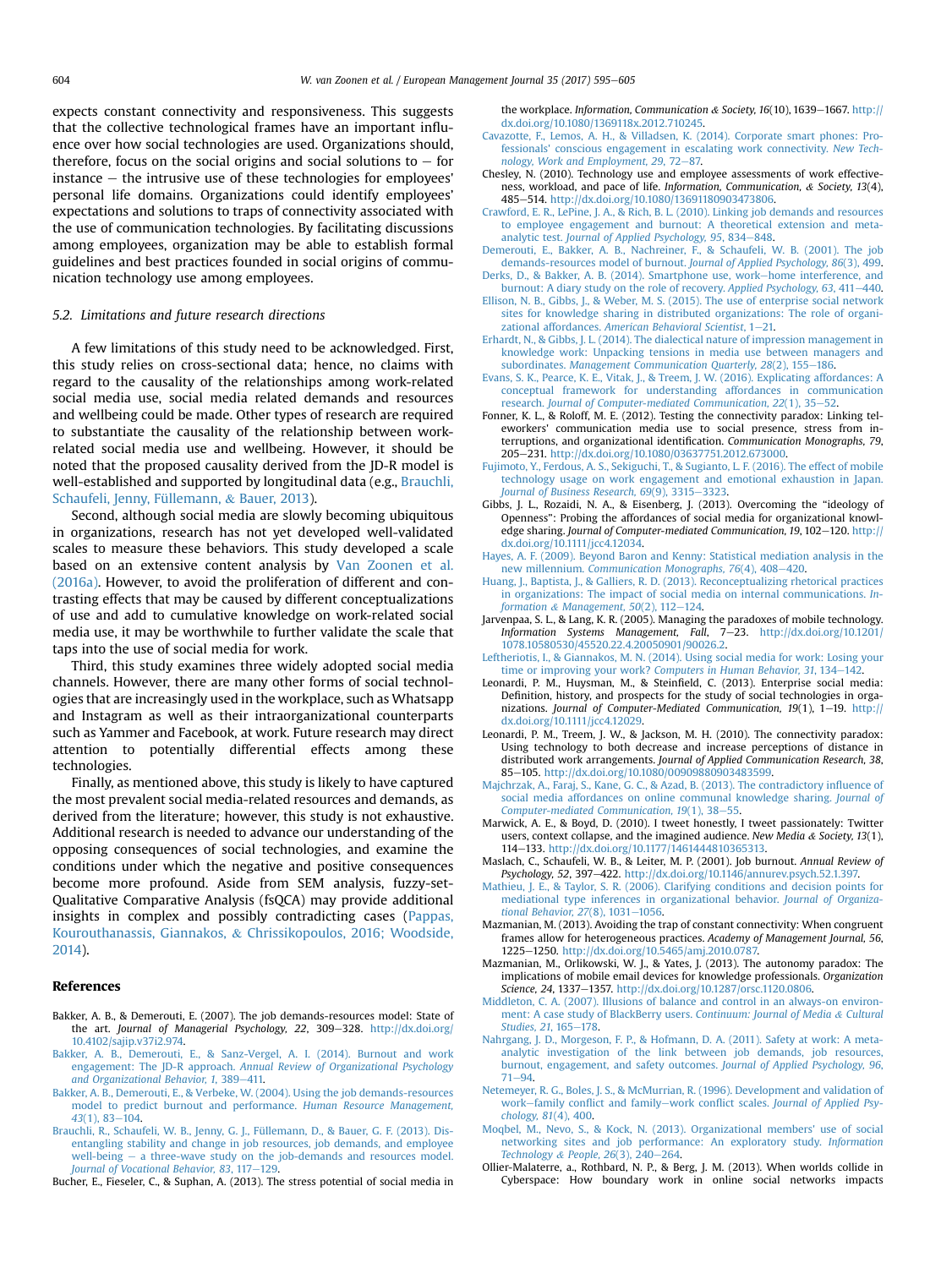expects constant connectivity and responsiveness. This suggests that the collective technological frames have an important influence over how social technologies are used. Organizations should, therefore, focus on the social origins and social solutions to – for instance – the intrusive use of these technologies for employees' personal life domains. Organizations could identify employees' expectations and solutions to traps of connectivity associated with the use of communication technologies. By facilitating discussions among employees, organization may be able to establish formal guidelines and best practices founded in social origins of communication technology use among employees.

### 5.2. Limitations and future research directions

A few limitations of this study need to be acknowledged. First, this study relies on cross-sectional data; hence, no claims with regard to the causality of the relationships among work-related social media use, social media related demands and resources and wellbeing could be made. Other types of research are required to substantiate the causality of the relationship between work-related social media use and wellbeing. However, it should be noted that the proposed causality derived from the JD-R model is well-established and supported by longitudinal data (e.g., Brauchli, Schaufeli, Jenny, Füllemann, & Bauer, 2013).

Second, although social media are slowly becoming ubiquitous in organizations, research has not yet developed well-validated scales to measure these behaviors. This study developed a scale based on an extensive content analysis by Van Zoonen et al. (2016a). However, to avoid the proliferation of different and contrasting effects that may be caused by different conceptualizations of use and add to cumulative knowledge on work-related social media use, it may be worthwhile to further validate the scale that taps into the use of social media for work.

Third, this study examines three widely adopted social media channels. However, there are many other forms of social technologies that are increasingly used in the workplace, such as Whatsapp and Instagram as well as their intraorganizational counterparts such as Yammer and Facebook, at work. Future research may direct attention to potentially differential effects among these technologies.

Finally, as mentioned above, this study is likely to have captured the most prevalent social media-related resources and demands, as derived from the literature; however, this study is not exhaustive. Additional research is needed to advance our understanding of the opposing consequences of social technologies, and examine the conditions under which the negative and positive consequences become more profound. Aside from SEM analysis, fuzzy-set-Qualitative Comparative Analysis (fsQCA) may provide additional insights in complex and possibly contradicting cases (Pappas, Kourouthanassis, Giannakos, & Chrissikopoulos, 2016; Woodside, 2014).

## References

Bakker, A. B., & Demerouti, E. (2007). The job demands-resources model: State of the art. *Journal of Managerial Psychology, 22*, 309–328. http://dx.doi.org/10.4102/sajip.v37i2.974.

Bakker, A. B., Demerouti, E., & Sanz-Vergel, A. I. (2014). Burnout and work engagement: The JD-R approach. *Annual Review of Organizational Psychology and Organizational Behavior, 1*, 389–411.

Bakker, A. B., Demerouti, E., & Verbeke, W. (2004). Using the job demands-resources model to predict burnout and performance. *Human Resource Management, 43*(1), 83–104.

Brauchli, R., Schaufeli, W. B., Jenny, G. J., Füllemann, D., & Bauer, G. F. (2013). Disentangling stability and change in job resources, job demands, and employee well-being – a three-wave study on the job-demands and resources model. *Journal of Vocational Behavior, 83*, 117–129.

Bucher, E., Fieseler, C., & Suphan, A. (2013). The stress potential of social media in the workplace. *Information, Communication & Society, 16*(10), 1639–1667. http://dx.doi.org/10.1080/1369118x.2012.710245.

Cavazotte, F., Lemos, A. H., & Villadsen, K. (2014). Corporate smart phones: Professionals' conscious engagement in escalating work connectivity. *New Technology, Work and Employment, 29*, 72–87.

Chesley, N. (2010). Technology use and employee assessments of work effectiveness, workload, and pace of life. *Information, Communication, & Society, 13*(4), 485–514. http://dx.doi.org/10.1080/13691180903473806.

Crawford, E. R., LePine, J. A., & Rich, B. L. (2010). Linking job demands and resources to employee engagement and burnout: A theoretical extension and meta-analytic test. *Journal of Applied Psychology, 95*, 834–848.

Demerouti, E., Bakker, A. B., Nachreiner, F., & Schaufeli, W. B. (2001). The job demands-resources model of burnout. *Journal of Applied Psychology, 86*(3), 499.

Derks, D., & Bakker, A. B. (2014). Smartphone use, work–home interference, and burnout: A diary study on the role of recovery. *Applied Psychology, 63*, 411–440.

Ellison, N. B., Gibbs, J., & Weber, M. S. (2015). The use of enterprise social network sites for knowledge sharing in distributed organizations: The role of organizational affordances. *American Behavioral Scientist*, 1–21.

Erhardt, N., & Gibbs, J. L. (2014). The dialectical nature of impression management in knowledge work: Unpacking tensions in media use between managers and subordinates. *Management Communication Quarterly, 28*(2), 155–186.

Evans, S. K., Pearce, K. E., Vitak, J., & Treem, J. W. (2016). Explicating affordances: A conceptual framework for understanding affordances in communication research. *Journal of Computer-mediated Communication, 22*(1), 35–52.

Fonner, K. L., & Roloff, M. E. (2012). Testing the connectivity paradox: Linking teleworkers' communication media use to social presence, stress from interruptions, and organizational identification. *Communication Monographs, 79*, 205–231. http://dx.doi.org/10.1080/03637751.2012.673000.

Fujimoto, Y., Ferdous, A. S., Sekiguchi, T., & Sugianto, L. F. (2016). The effect of mobile technology usage on work engagement and emotional exhaustion in Japan. *Journal of Business Research, 69*(9), 3315–3323.

Gibbs, J. L., Rozaidi, N. A., & Eisenberg, J. (2013). Overcoming the "ideology of Openness": Probing the affordances of social media for organizational knowledge sharing. *Journal of Computer-mediated Communication, 19*, 102–120. http://dx.doi.org/10.1111/jcc4.12034.

Hayes, A. F. (2009). Beyond Baron and Kenny: Statistical mediation analysis in the new millennium. *Communication Monographs, 76*(4), 408–420.

Huang, J., Baptista, J., & Galliers, R. D. (2013). Reconceptualizing rhetorical practices in organizations: The impact of social media on internal communications. *Information & Management, 50*(2), 112–124.

Jarvenpaa, S. L., & Lang, K. R. (2005). Managing the paradoxes of mobile technology. *Information Systems Management, Fall*, 7–23. http://dx.doi.org/10.1201/1078.10580530/45520.22.4.20050901/90026.2.

Leftheriotis, I., & Giannakos, M. N. (2014). Using social media for work: Losing your time or improving your work? *Computers in Human Behavior, 31*, 134–142.

Leonardi, P. M., Huysman, M., & Steinfield, C. (2013). Enterprise social media: Definition, history, and prospects for the study of social technologies in organizations. *Journal of Computer-Mediated Communication, 19*(1), 1–19. http://dx.doi.org/10.1111/jcc4.12029.

Leonardi, P. M., Treem, J. W., & Jackson, M. H. (2010). The connectivity paradox: Using technology to both decrease and increase perceptions of distance in distributed work arrangements. *Journal of Applied Communication Research, 38*, 85–105. http://dx.doi.org/10.1080/00909880903483599.

Majchrzak, A., Faraj, S., Kane, G. C., & Azad, B. (2013). The contradictory influence of social media affordances on online communal knowledge sharing. *Journal of Computer-mediated Communication, 19*(1), 38–55.

Marwick, A. E., & Boyd, D. (2010). I tweet honestly, I tweet passionately: Twitter users, context collapse, and the imagined audience. *New Media & Society, 13*(1), 114–133. http://dx.doi.org/10.1177/1461444810365313.

Maslach, C., Schaufeli, W. B., & Leiter, M. P. (2001). Job burnout. *Annual Review of Psychology, 52*, 397–422. http://dx.doi.org/10.1146/annurev.psych.52.1.397.

Mathieu, J. E., & Taylor, S. R. (2006). Clarifying conditions and decision points for mediational type inferences in organizational behavior. *Journal of Organizational Behavior, 27*(8), 1031–1056.

Mazmanian, M. (2013). Avoiding the trap of constant connectivity: When congruent frames allow for heterogeneous practices. *Academy of Management Journal, 56*, 1225–1250. http://dx.doi.org/10.5465/amj.2010.0787.

Mazmanian, M., Orlikowski, W. J., & Yates, J. (2013). The autonomy paradox: The implications of mobile email devices for knowledge professionals. *Organization Science, 24*, 1337–1357. http://dx.doi.org/10.1287/orsc.1120.0806.

Middleton, C. A. (2007). Illusions of balance and control in an always-on environment: A case study of BlackBerry users. *Continuum: Journal of Media & Cultural Studies, 21*, 165–178.

Nahrgang, J. D., Morgeson, F. P., & Hofmann, D. A. (2011). Safety at work: A meta-analytic investigation of the link between job demands, job resources, burnout, engagement, and safety outcomes. *Journal of Applied Psychology, 96*, 71–94.

Netemeyer, R. G., Boles, J. S., & McMurrian, R. (1996). Development and validation of work–family conflict and family–work conflict scales. *Journal of Applied Psychology, 81*(4), 400.

Moqbel, M., Nevo, S., & Kock, N. (2013). Organizational members' use of social networking sites and job performance: An exploratory study. *Information Technology & People, 26*(3), 240–264.

Ollier-Malaterre, a., Rothbard, N. P., & Berg, J. M. (2013). When worlds collide in Cyberspace: How boundary work in online social networks impacts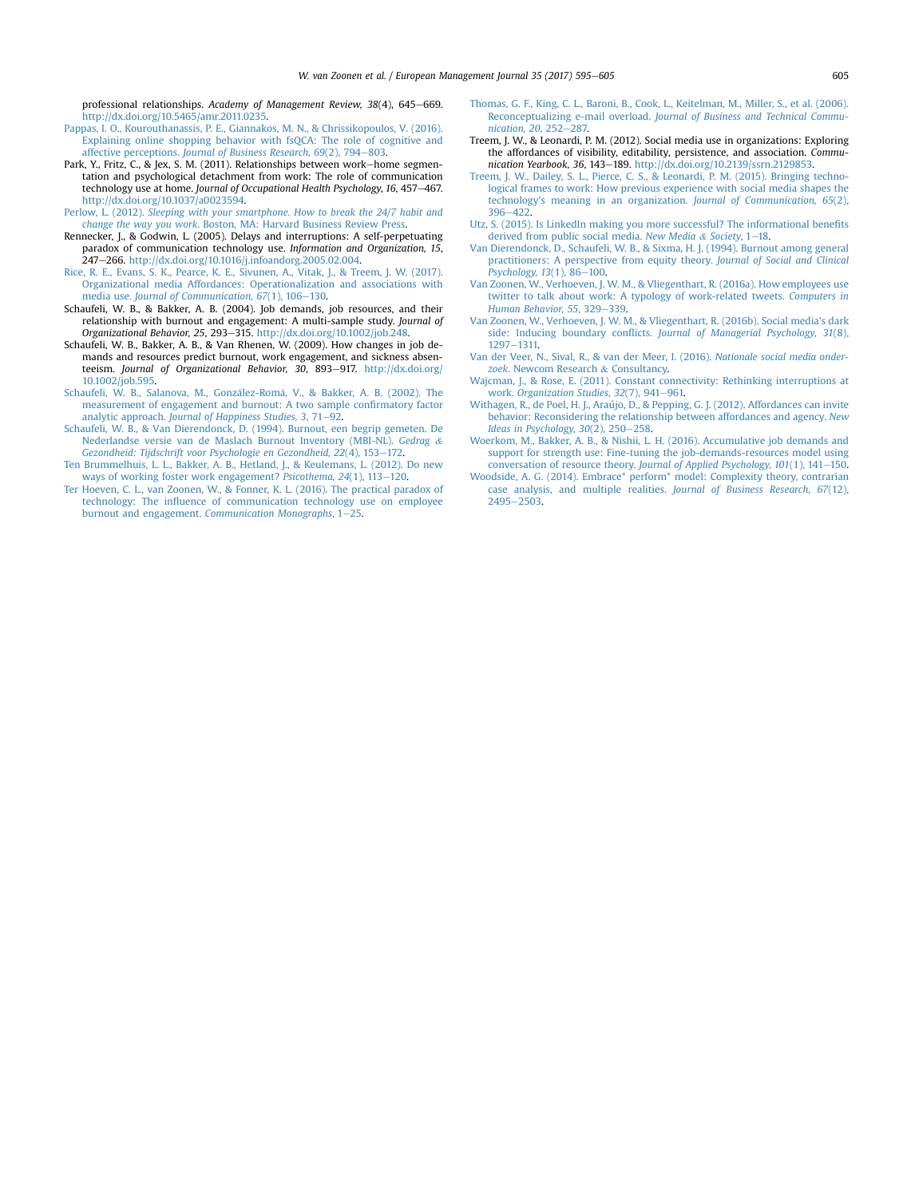professional relationships. *Academy of Management Review, 38*(4), 645–669. http://dx.doi.org/10.5465/amr.2011.0235.

Pappas, I. O., Kourouthanassis, P. E., Giannakos, M. N., & Chrissikopoulos, V. (2016). Explaining online shopping behavior with fsQCA: The role of cognitive and affective perceptions. *Journal of Business Research, 69*(2), 794–803.

Park, Y., Fritz, C., & Jex, S. M. (2011). Relationships between work–home segmentation and psychological detachment from work: The role of communication technology use at home. *Journal of Occupational Health Psychology, 16*, 457–467. http://dx.doi.org/10.1037/a0023594.

Perlow, L. (2012). *Sleeping with your smartphone. How to break the 24/7 habit and change the way you work*. Boston, MA: Harvard Business Review Press.

Rennecker, J., & Godwin, L. (2005). Delays and interruptions: A self-perpetuating paradox of communication technology use. *Information and Organization, 15*, 247–266. http://dx.doi.org/10.1016/j.infoandorg.2005.02.004.

Rice, R. E., Evans, S. K., Pearce, K. E., Sivunen, A., Vitak, J., & Treem, J. W. (2017). Organizational media Affordances: Operationalization and associations with media use. *Journal of Communication, 67*(1), 106–130.

Schaufeli, W. B., & Bakker, A. B. (2004). Job demands, job resources, and their relationship with burnout and engagement: A multi-sample study. *Journal of Organizational Behavior, 25*, 293–315. http://dx.doi.org/10.1002/job.248.

Schaufeli, W. B., Bakker, A. B., & Van Rhenen, W. (2009). How changes in job demands and resources predict burnout, work engagement, and sickness absenteeism. *Journal of Organizational Behavior, 30*, 893–917. http://dx.doi.org/10.1002/job.595.

Schaufeli, W. B., Salanova, M., González-Romá, V., & Bakker, A. B. (2002). The measurement of engagement and burnout: A two sample confirmatory factor analytic approach. *Journal of Happiness Studies, 3*, 71–92.

Schaufeli, W. B., & Van Dierendonck, D. (1994). Burnout, een begrip gemeten. De Nederlandse versie van de Maslach Burnout Inventory (MBI-NL). *Gedrag & Gezondheid: Tijdschrift voor Psychologie en Gezondheid, 22*(4), 153–172.

Ten Brummelhuis, L. L., Bakker, A. B., Hetland, J., & Keulemans, L. (2012). Do new ways of working foster work engagement? *Psicothema, 24*(1), 113–120.

Ter Hoeven, C. L., van Zoonen, W., & Fonner, K. L. (2016). The practical paradox of technology: The influence of communication technology use on employee burnout and engagement. *Communication Monographs*, 1–25.

Thomas, G. F., King, C. L., Baroni, B., Cook, L., Keitelman, M., Miller, S., et al. (2006). Reconceptualizing e-mail overload. *Journal of Business and Technical Communication, 20*, 252–287.

Treem, J. W., & Leonardi, P. M. (2012). Social media use in organizations: Exploring the affordances of visibility, editability, persistence, and association. *Communication Yearbook, 36*, 143–189. http://dx.doi.org/10.2139/ssrn.2129853.

Treem, J. W., Dailey, S. L., Pierce, C. S., & Leonardi, P. M. (2015). Bringing technological frames to work: How previous experience with social media shapes the technology's meaning in an organization. *Journal of Communication, 65*(2), 396–422.

Utz, S. (2015). Is LinkedIn making you more successful? The informational benefits derived from public social media. *New Media & Society*, 1–18.

Van Dierendonck, D., Schaufeli, W. B., & Sixma, H. J. (1994). Burnout among general practitioners: A perspective from equity theory. *Journal of Social and Clinical Psychology, 13*(1), 86–100.

Van Zoonen, W., Verhoeven, J. W. M., & Vliegenthart, R. (2016a). How employees use twitter to talk about work: A typology of work-related tweets. *Computers in Human Behavior, 55*, 329–339.

Van Zoonen, W., Verhoeven, J. W. M., & Vliegenthart, R. (2016b). Social media's dark side: Inducing boundary conflicts. *Journal of Managerial Psychology, 31*(8), 1297–1311.

Van der Veer, N., Sival, R., & van der Meer, I. (2016). *Nationale social media onderzoek*. Newcom Research & Consultancy.

Wajcman, J., & Rose, E. (2011). Constant connectivity: Rethinking interruptions at work. *Organization Studies, 32*(7), 941–961.

Withagen, R., de Poel, H. J., Araújo, D., & Pepping, G. J. (2012). Affordances can invite behavior: Reconsidering the relationship between affordances and agency. *New Ideas in Psychology, 30*(2), 250–258.

Woerkom, M., Bakker, A. B., & Nishii, L. H. (2016). Accumulative job demands and support for strength use: Fine-tuning the job-demands-resources model using conservation of resource theory. *Journal of Applied Psychology, 101*(1), 141–150.

Woodside, A. G. (2014). Embrace* perform* model: Complexity theory, contrarian case analysis, and multiple realities. *Journal of Business Research, 67*(12), 2495–2503.